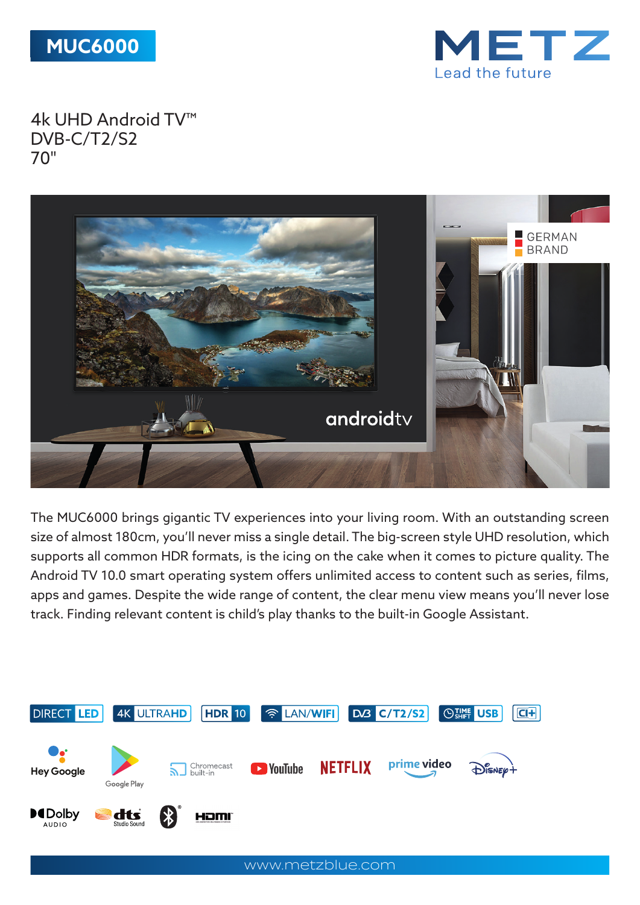# MUC6000

METZ
Lead the future

## 4k UHD Android TV™
## DVB-C/T2/S2
## 70"

GERMAN BRAND

androidtv

The MUC6000 brings gigantic TV experiences into your living room. With an outstanding screen size of almost 180cm, you'll never miss a single detail. The big-screen style UHD resolution, which supports all common HDR formats, is the icing on the cake when it comes to picture quality. The Android TV 10.0 smart operating system offers unlimited access to content such as series, films, apps and games. Despite the wide range of content, the clear menu view means you'll never lose track. Finding relevant content is child's play thanks to the built-in Google Assistant.

DIRECT LED | 4K ULTRAHD | HDR 10 | LAN/WIFI | DVB C/T2/S2 | TIME SHIFT USB | CI+

Hey Google | Google Play | Chromecast built-in | YouTube | NETFLIX | prime video | Disney+

Dolby AUDIO | dts Studio Sound | Bluetooth | HDMI

www.metzblue.com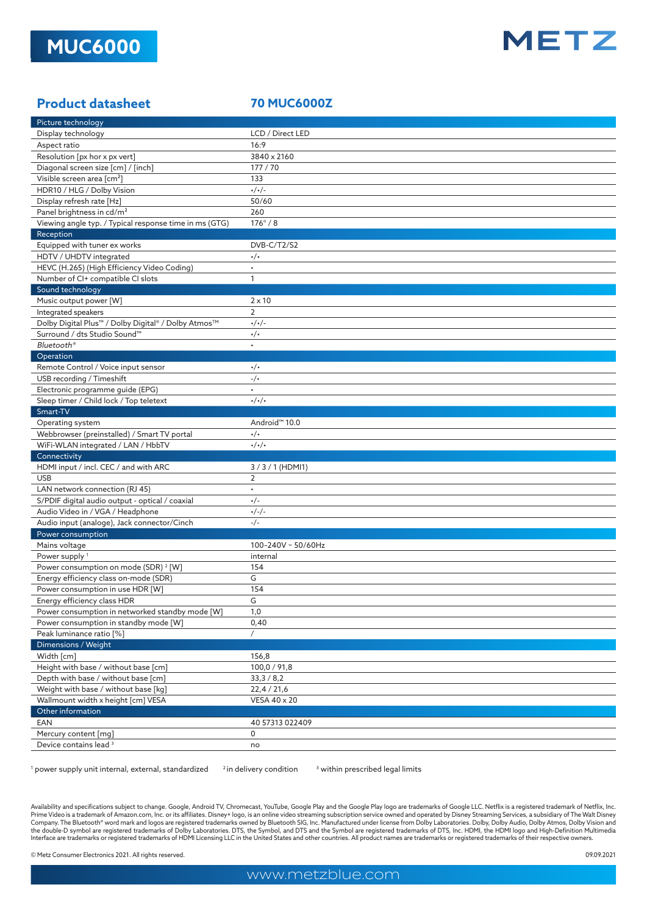# MUC6000

METZ

## Product datasheet

## 70 MUC6000Z

| | |
|---|---|
| **Picture technology** | |
| Display technology | LCD / Direct LED |
| Aspect ratio | 16:9 |
| Resolution [px hor x px vert] | 3840 x 2160 |
| Diagonal screen size [cm] / [inch] | 177 / 70 |
| Visible screen area [cm$^2$] | 133 |
| HDR10 / HLG / Dolby Vision | •/•/- |
| Display refresh rate [Hz] | 50/60 |
| Panel brightness in cd/m$^2$ | 260 |
| Viewing angle typ. / Typical response time in ms (GTG) | 176° / 8 |
| **Reception** | |
| Equipped with tuner ex works | DVB-C/T2/S2 |
| HDTV / UHDTV integrated | •/• |
| HEVC (H.265) (High Efficiency Video Coding) | • |
| Number of CI+ compatible CI slots | 1 |
| **Sound technology** | |
| Music output power [W] | 2 x 10 |
| Integrated speakers | 2 |
| Dolby Digital Plus™ / Dolby Digital® / Dolby Atmos™ | •/•/- |
| Surround / dts Studio Sound™ | •/• |
| *Bluetooth®* | • |
| **Operation** | |
| Remote Control / Voice input sensor | •/• |
| USB recording / Timeshift | -/• |
| Electronic programme guide (EPG) | • |
| Sleep timer / Child lock / Top teletext | •/•/• |
| **Smart-TV** | |
| Operating system | Android™ 10.0 |
| Webbrowser (preinstalled) / Smart TV portal | •/• |
| WiFi-WLAN integrated / LAN / HbbTV | •/•/• |
| **Connectivity** | |
| HDMI input / incl. CEC / and with ARC | 3 / 3 / 1 (HDMI1) |
| USB | 2 |
| LAN network connection (RJ 45) | • |
| S/PDIF digital audio output - optical / coaxial | •/- |
| Audio Video in / VGA / Headphone | •/-/- |
| Audio input (analoge), Jack connector/Cinch | -/- |
| **Power consumption** | |
| Mains voltage | 100–240V ~ 50/60Hz |
| Power supply [1] | internal |
| Power consumption on mode (SDR) [2] [W] | 154 |
| Energy efficiency class on-mode (SDR) | G |
| Power consumption in use HDR [W] | 154 |
| Energy efficiency class HDR | G |
| Power consumption in networked standby mode [W] | 1,0 |
| Power consumption in standby mode [W] | 0,40 |
| Peak luminance ratio [%] | / |
| **Dimensions / Weight** | |
| Width [cm] | 156,8 |
| Height with base / without base [cm] | 100,0 / 91,8 |
| Depth with base / without base [cm] | 33,3 / 8,2 |
| Weight with base / without base [kg] | 22,4 / 21,6 |
| Wallmount width x height [cm] VESA | VESA 40 x 20 |
| **Other information** | |
| EAN | 40 57313 022409 |
| Mercury content [mg] | 0 |
| Device contains lead [3] | no |

[1] power supply unit internal, external, standardized [2] in delivery condition [3] within prescribed legal limits

Availability and specifications subject to change. Google, Android TV, Chromecast, YouTube, Google Play and the Google Play logo are trademarks of Google LLC. Netflix is a registered trademark of Netflix, Inc. Prime Video is a trademark of Amazon.com, Inc. or its affiliates. Disney+ logo, is an online video streaming subscription service owned and operated by Disney Streaming Services, a subsidiary of The Walt Disney Company. The Bluetooth® word mark and logos are registered trademarks owned by Bluetooth SIG, Inc. Manufactured under license from Dolby Laboratories. Dolby, Dolby Audio, Dolby Atmos, Dolby Vision and the double-D symbol are registered trademarks of Dolby Laboratories. DTS, the Symbol, and DTS and the Symbol are registered trademarks of DTS, Inc. HDMI, the HDMI logo and High-Definition Multimedia Interface are trademarks or registered trademarks of HDMI Licensing LLC in the United States and other countries. All product names are trademarks or registered trademarks of their respective owners.

© Metz Consumer Electronics 2021. All rights reserved. 09.09.2021

www.metzblue.com